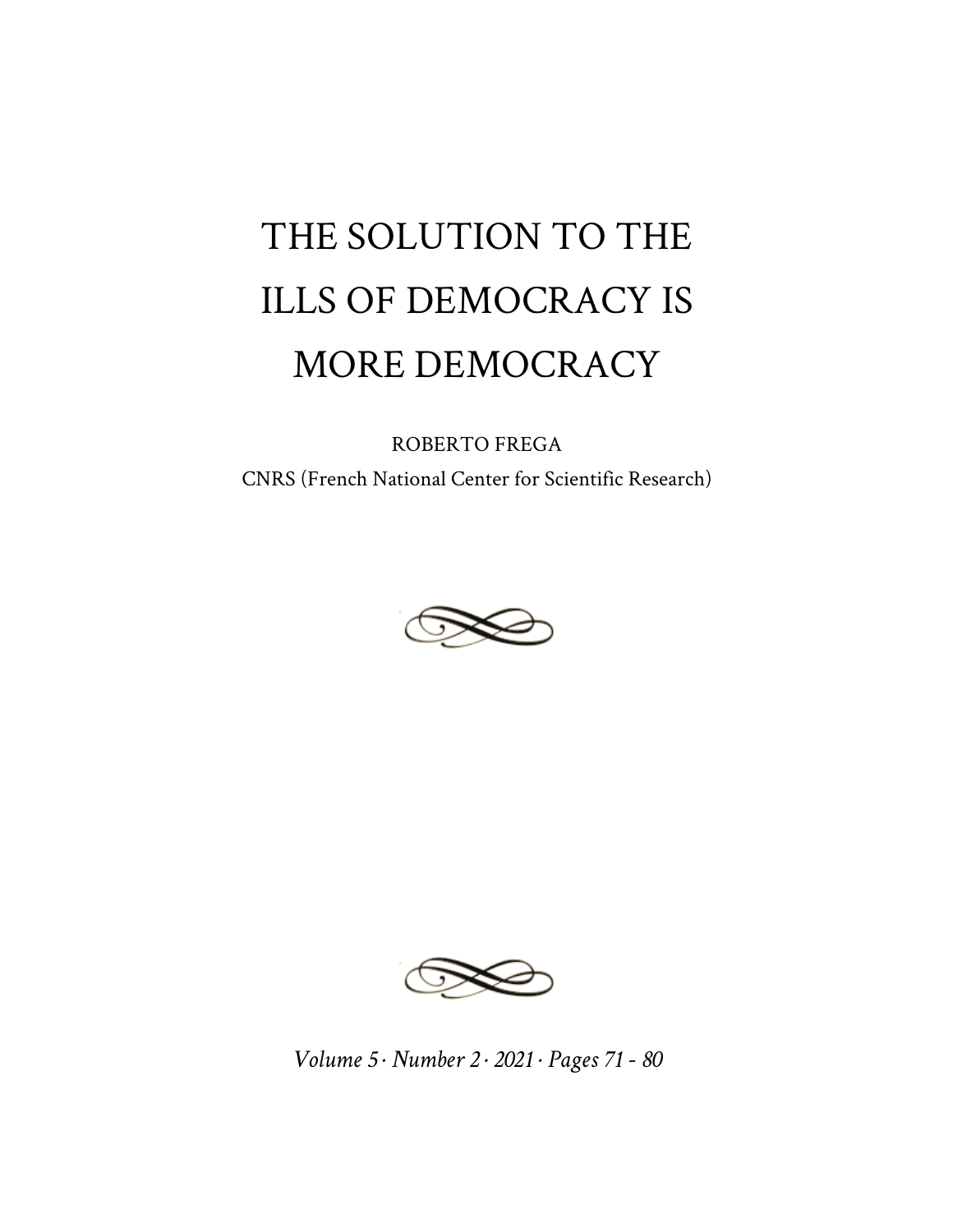# THE SOLUTION TO THE ILLS OF DEMOCRACY IS MORE DEMOCRACY

ROBERTO FREGA

CNRS (French National Center for Scientific Research)

*Volume 5 · Number 2 · 2021 · Pages 71 - 80*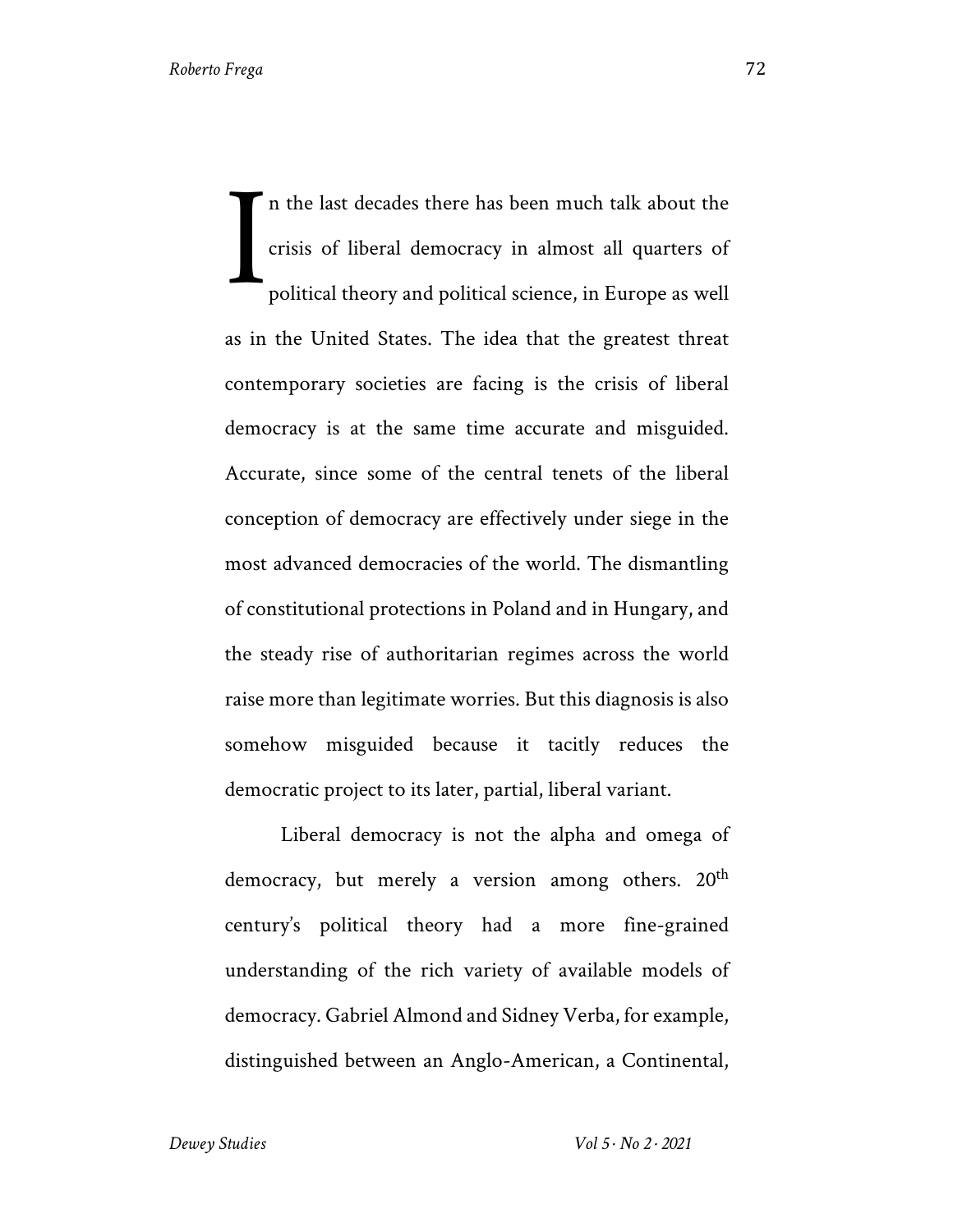In the last decades there has been much talk about the crisis of liberal democracy in almost all quarters of political theory and political science, in Europe as well as in the United States. The idea that the greatest threat contemporary societies are facing is the crisis of liberal democracy is at the same time accurate and misguided. Accurate, since some of the central tenets of the liberal conception of democracy are effectively under siege in the most advanced democracies of the world. The dismantling of constitutional protections in Poland and in Hungary, and the steady rise of authoritarian regimes across the world raise more than legitimate worries. But this diagnosis is also somehow misguided because it tacitly reduces the democratic project to its later, partial, liberal variant.

Liberal democracy is not the alpha and omega of democracy, but merely a version among others. 20th century's political theory had a more fine-grained understanding of the rich variety of available models of democracy. Gabriel Almond and Sidney Verba, for example, distinguished between an Anglo-American, a Continental,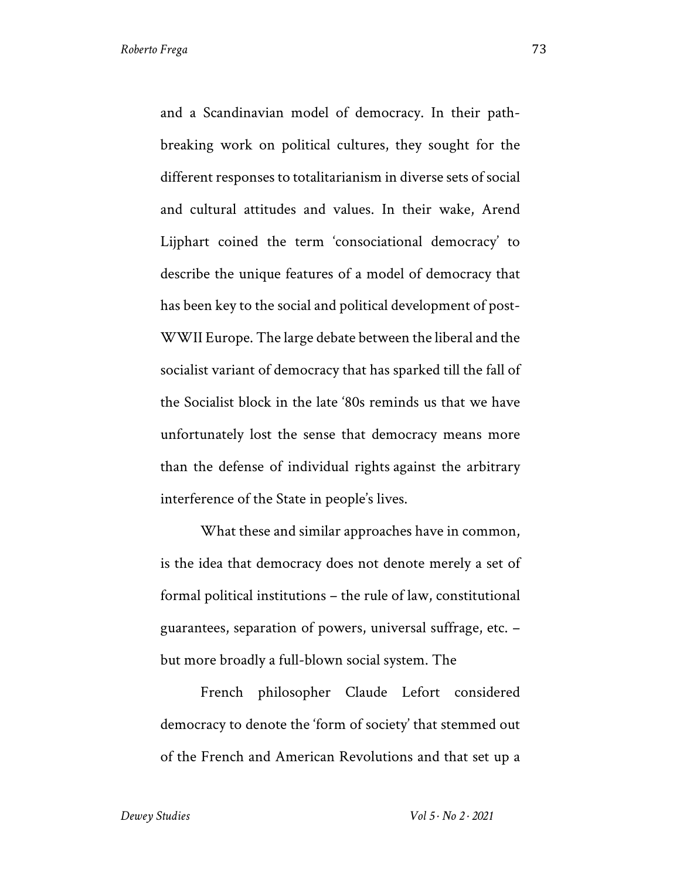and a Scandinavian model of democracy. In their path-breaking work on political cultures, they sought for the different responses to totalitarianism in diverse sets of social and cultural attitudes and values. In their wake, Arend Lijphart coined the term 'consociational democracy' to describe the unique features of a model of democracy that has been key to the social and political development of post-WWII Europe. The large debate between the liberal and the socialist variant of democracy that has sparked till the fall of the Socialist block in the late '80s reminds us that we have unfortunately lost the sense that democracy means more than the defense of individual rights against the arbitrary interference of the State in people's lives.

What these and similar approaches have in common, is the idea that democracy does not denote merely a set of formal political institutions – the rule of law, constitutional guarantees, separation of powers, universal suffrage, etc. – but more broadly a full-blown social system. The

French philosopher Claude Lefort considered democracy to denote the 'form of society' that stemmed out of the French and American Revolutions and that set up a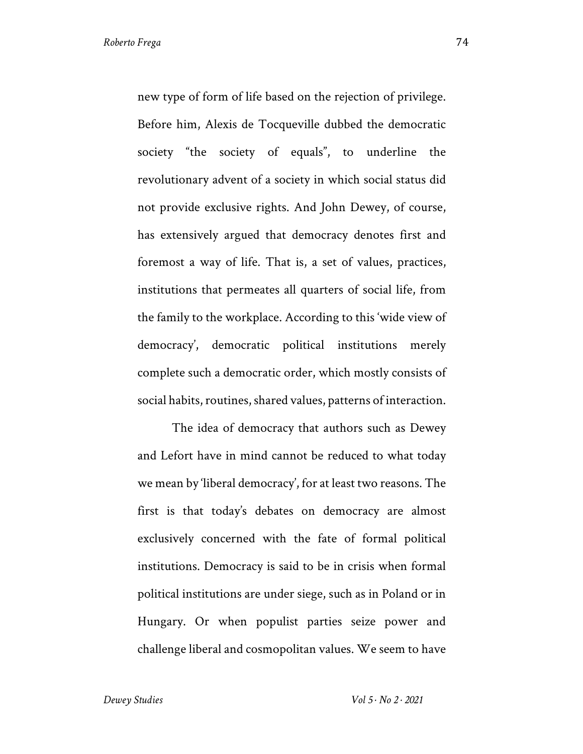new type of form of life based on the rejection of privilege. Before him, Alexis de Tocqueville dubbed the democratic society "the society of equals", to underline the revolutionary advent of a society in which social status did not provide exclusive rights. And John Dewey, of course, has extensively argued that democracy denotes first and foremost a way of life. That is, a set of values, practices, institutions that permeates all quarters of social life, from the family to the workplace. According to this 'wide view of democracy', democratic political institutions merely complete such a democratic order, which mostly consists of social habits, routines, shared values, patterns of interaction.

The idea of democracy that authors such as Dewey and Lefort have in mind cannot be reduced to what today we mean by 'liberal democracy', for at least two reasons. The first is that today's debates on democracy are almost exclusively concerned with the fate of formal political institutions. Democracy is said to be in crisis when formal political institutions are under siege, such as in Poland or in Hungary. Or when populist parties seize power and challenge liberal and cosmopolitan values. We seem to have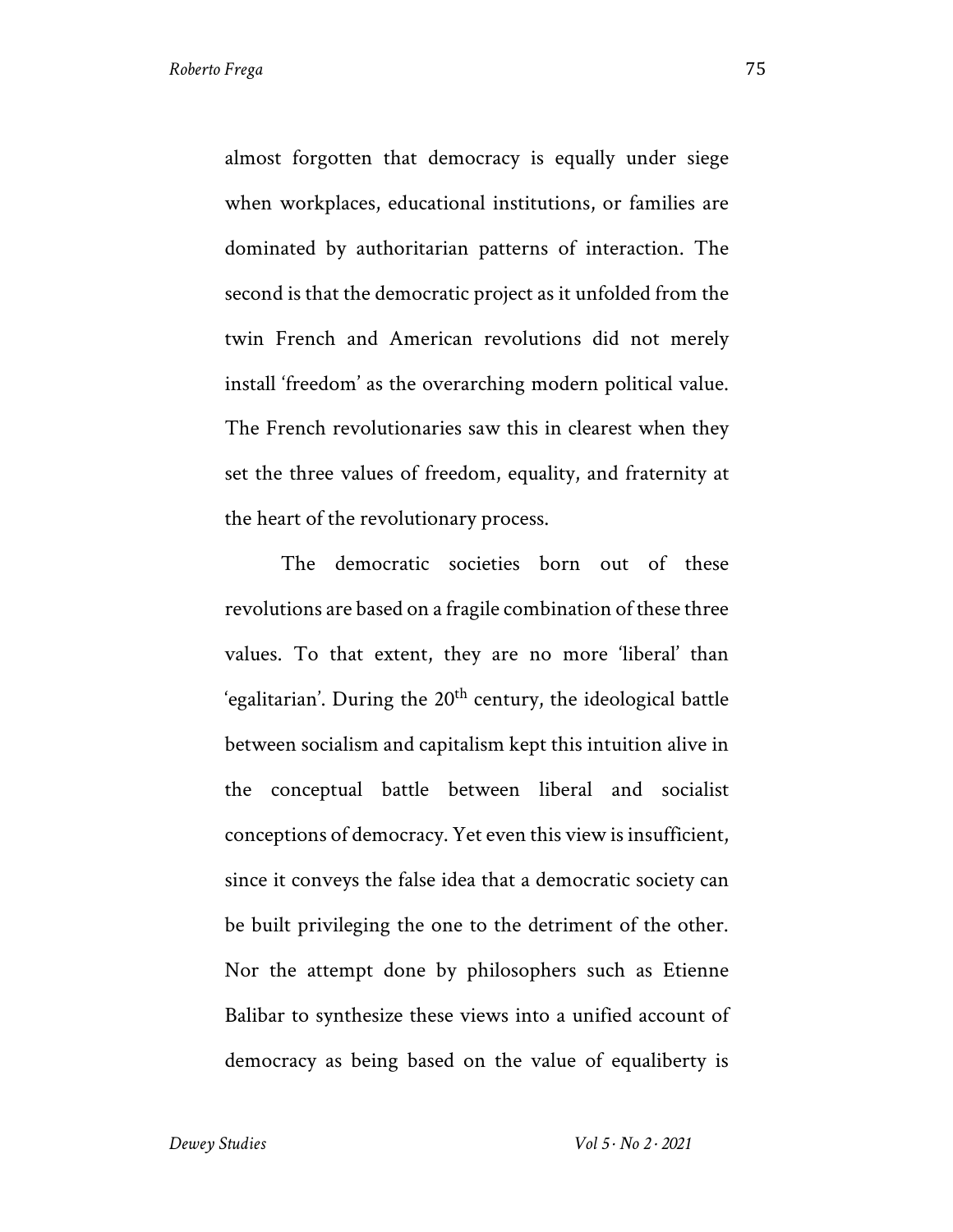almost forgotten that democracy is equally under siege when workplaces, educational institutions, or families are dominated by authoritarian patterns of interaction. The second is that the democratic project as it unfolded from the twin French and American revolutions did not merely install 'freedom' as the overarching modern political value. The French revolutionaries saw this in clearest when they set the three values of freedom, equality, and fraternity at the heart of the revolutionary process.

The democratic societies born out of these revolutions are based on a fragile combination of these three values. To that extent, they are no more 'liberal' than 'egalitarian'. During the 20th century, the ideological battle between socialism and capitalism kept this intuition alive in the conceptual battle between liberal and socialist conceptions of democracy. Yet even this view is insufficient, since it conveys the false idea that a democratic society can be built privileging the one to the detriment of the other. Nor the attempt done by philosophers such as Etienne Balibar to synthesize these views into a unified account of democracy as being based on the value of equaliberty is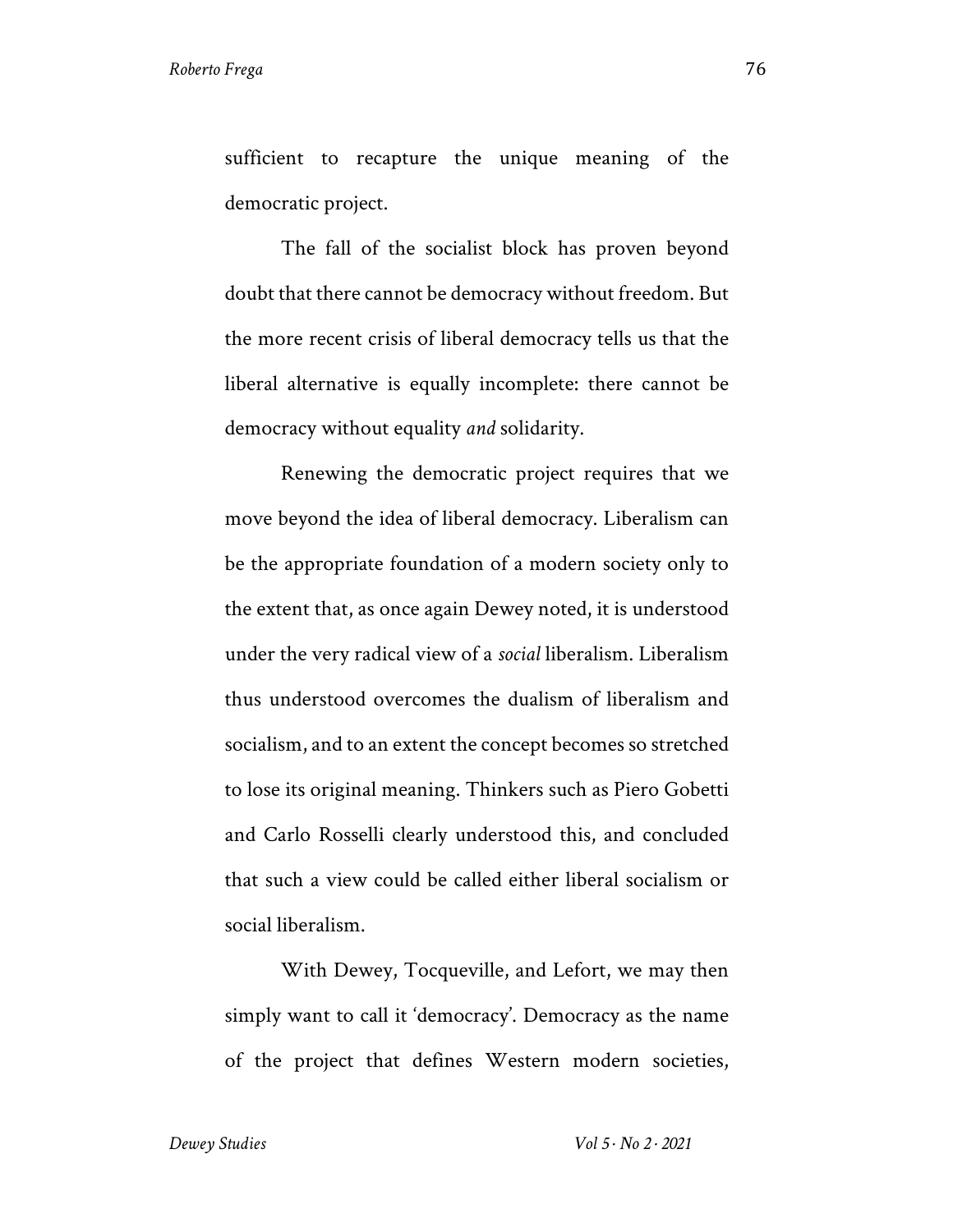sufficient to recapture the unique meaning of the democratic project.

The fall of the socialist block has proven beyond doubt that there cannot be democracy without freedom. But the more recent crisis of liberal democracy tells us that the liberal alternative is equally incomplete: there cannot be democracy without equality *and* solidarity.

Renewing the democratic project requires that we move beyond the idea of liberal democracy. Liberalism can be the appropriate foundation of a modern society only to the extent that, as once again Dewey noted, it is understood under the very radical view of a *social* liberalism. Liberalism thus understood overcomes the dualism of liberalism and socialism, and to an extent the concept becomes so stretched to lose its original meaning. Thinkers such as Piero Gobetti and Carlo Rosselli clearly understood this, and concluded that such a view could be called either liberal socialism or social liberalism.

With Dewey, Tocqueville, and Lefort, we may then simply want to call it 'democracy'. Democracy as the name of the project that defines Western modern societies,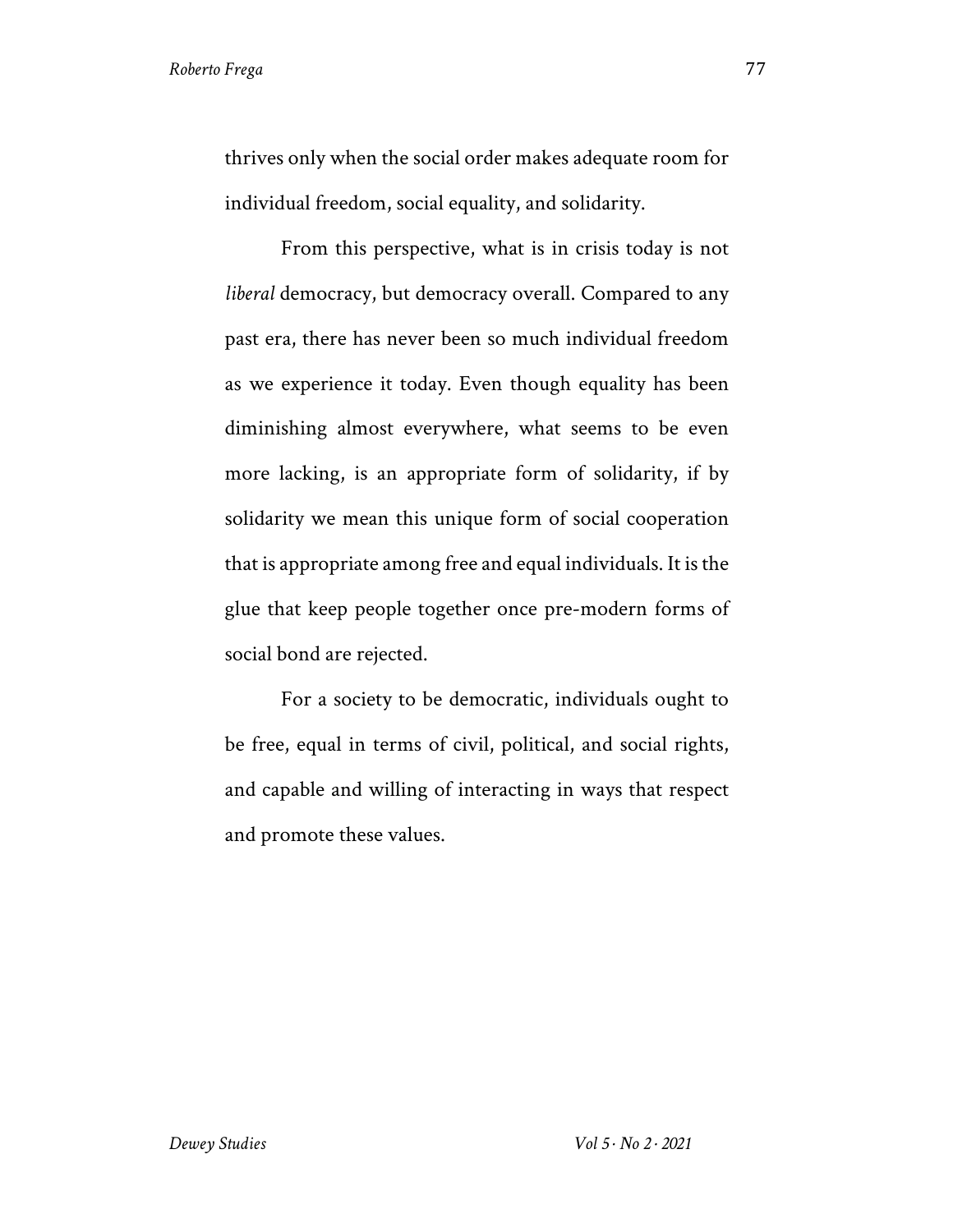thrives only when the social order makes adequate room for individual freedom, social equality, and solidarity.

From this perspective, what is in crisis today is not *liberal* democracy, but democracy overall. Compared to any past era, there has never been so much individual freedom as we experience it today. Even though equality has been diminishing almost everywhere, what seems to be even more lacking, is an appropriate form of solidarity, if by solidarity we mean this unique form of social cooperation that is appropriate among free and equal individuals. It is the glue that keep people together once pre-modern forms of social bond are rejected.

For a society to be democratic, individuals ought to be free, equal in terms of civil, political, and social rights, and capable and willing of interacting in ways that respect and promote these values.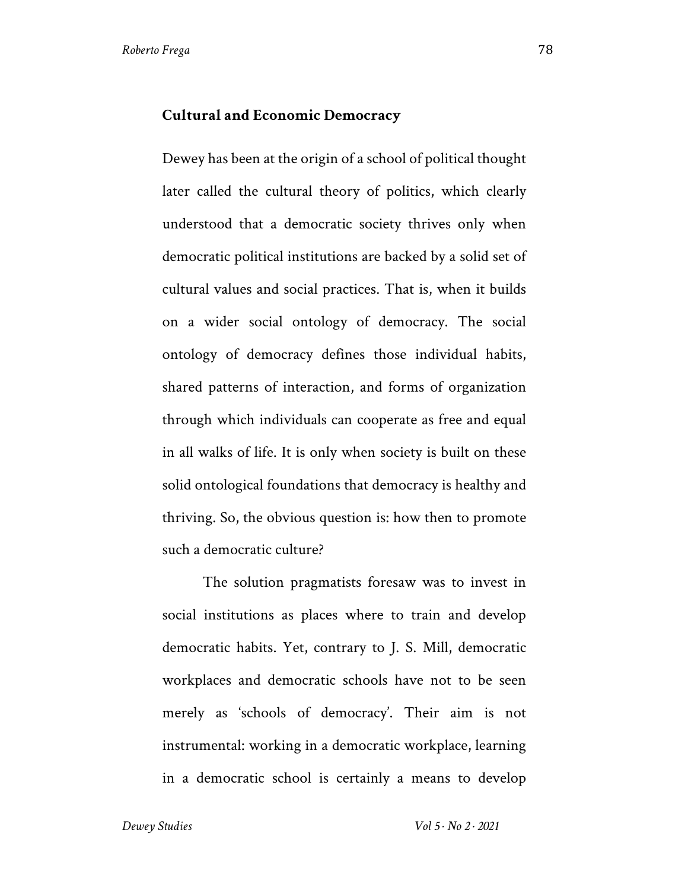## Cultural and Economic Democracy

Dewey has been at the origin of a school of political thought later called the cultural theory of politics, which clearly understood that a democratic society thrives only when democratic political institutions are backed by a solid set of cultural values and social practices. That is, when it builds on a wider social ontology of democracy. The social ontology of democracy defines those individual habits, shared patterns of interaction, and forms of organization through which individuals can cooperate as free and equal in all walks of life. It is only when society is built on these solid ontological foundations that democracy is healthy and thriving. So, the obvious question is: how then to promote such a democratic culture?

The solution pragmatists foresaw was to invest in social institutions as places where to train and develop democratic habits. Yet, contrary to J. S. Mill, democratic workplaces and democratic schools have not to be seen merely as 'schools of democracy'. Their aim is not instrumental: working in a democratic workplace, learning in a democratic school is certainly a means to develop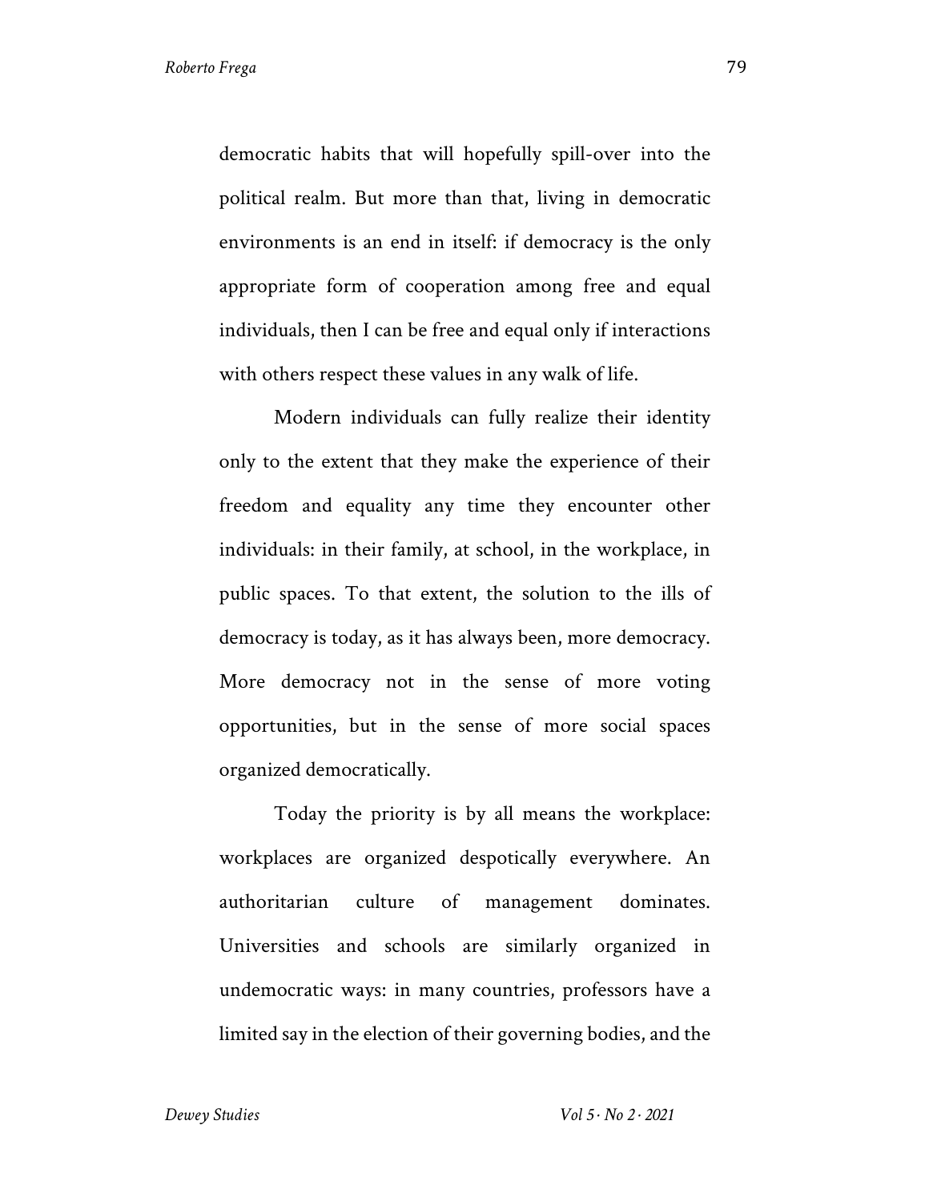democratic habits that will hopefully spill-over into the political realm. But more than that, living in democratic environments is an end in itself: if democracy is the only appropriate form of cooperation among free and equal individuals, then I can be free and equal only if interactions with others respect these values in any walk of life.

Modern individuals can fully realize their identity only to the extent that they make the experience of their freedom and equality any time they encounter other individuals: in their family, at school, in the workplace, in public spaces. To that extent, the solution to the ills of democracy is today, as it has always been, more democracy. More democracy not in the sense of more voting opportunities, but in the sense of more social spaces organized democratically.

Today the priority is by all means the workplace: workplaces are organized despotically everywhere. An authoritarian culture of management dominates. Universities and schools are similarly organized in undemocratic ways: in many countries, professors have a limited say in the election of their governing bodies, and the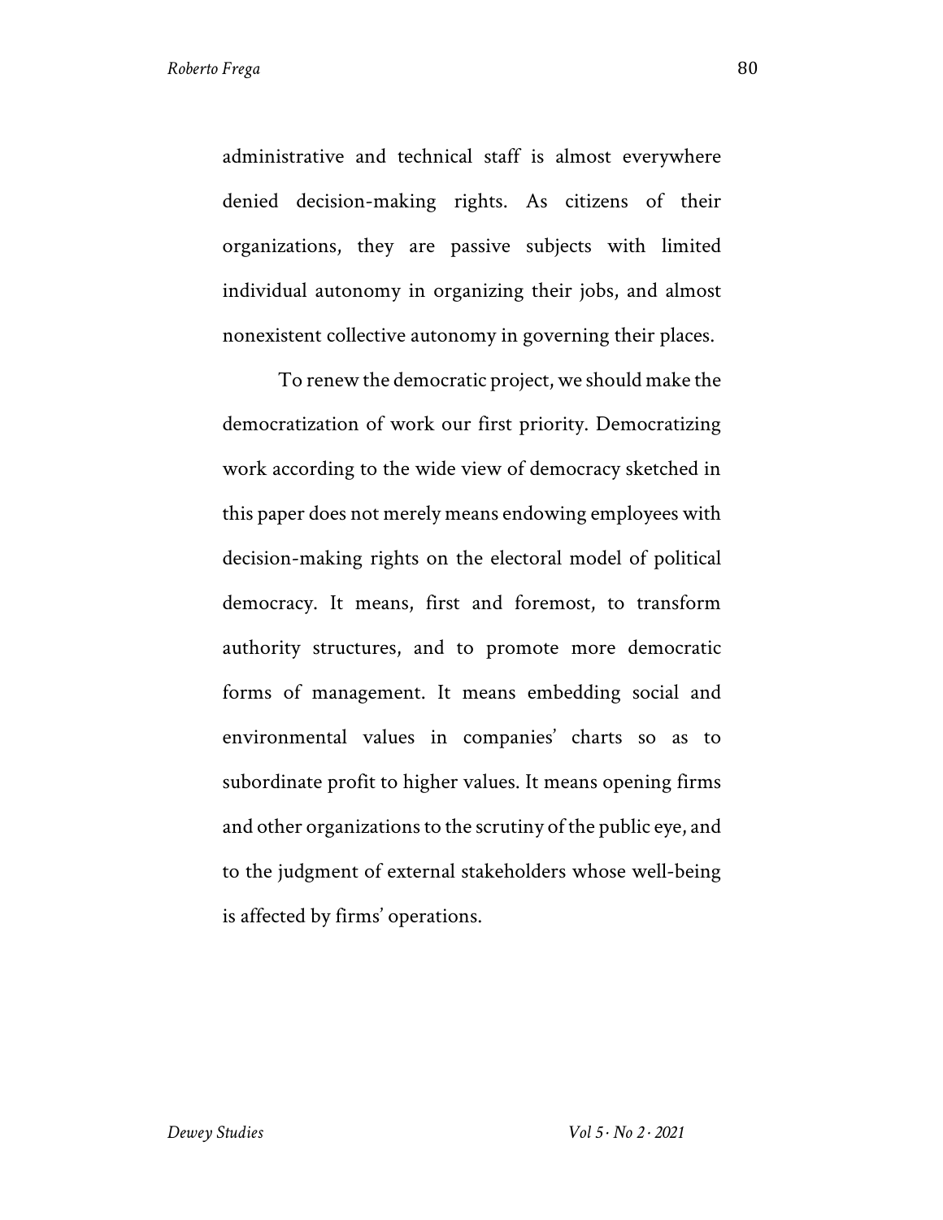administrative and technical staff is almost everywhere denied decision-making rights. As citizens of their organizations, they are passive subjects with limited individual autonomy in organizing their jobs, and almost nonexistent collective autonomy in governing their places.

To renew the democratic project, we should make the democratization of work our first priority. Democratizing work according to the wide view of democracy sketched in this paper does not merely means endowing employees with decision-making rights on the electoral model of political democracy. It means, first and foremost, to transform authority structures, and to promote more democratic forms of management. It means embedding social and environmental values in companies' charts so as to subordinate profit to higher values. It means opening firms and other organizations to the scrutiny of the public eye, and to the judgment of external stakeholders whose well-being is affected by firms' operations.